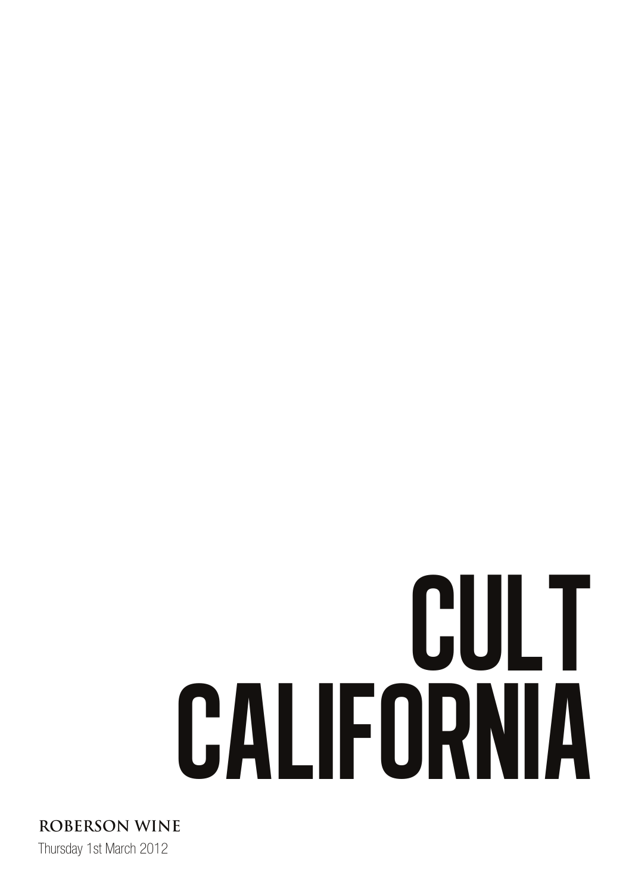# CULT CALIFORNIA

**ROBERSON WINE**

Thursday 1st March 2012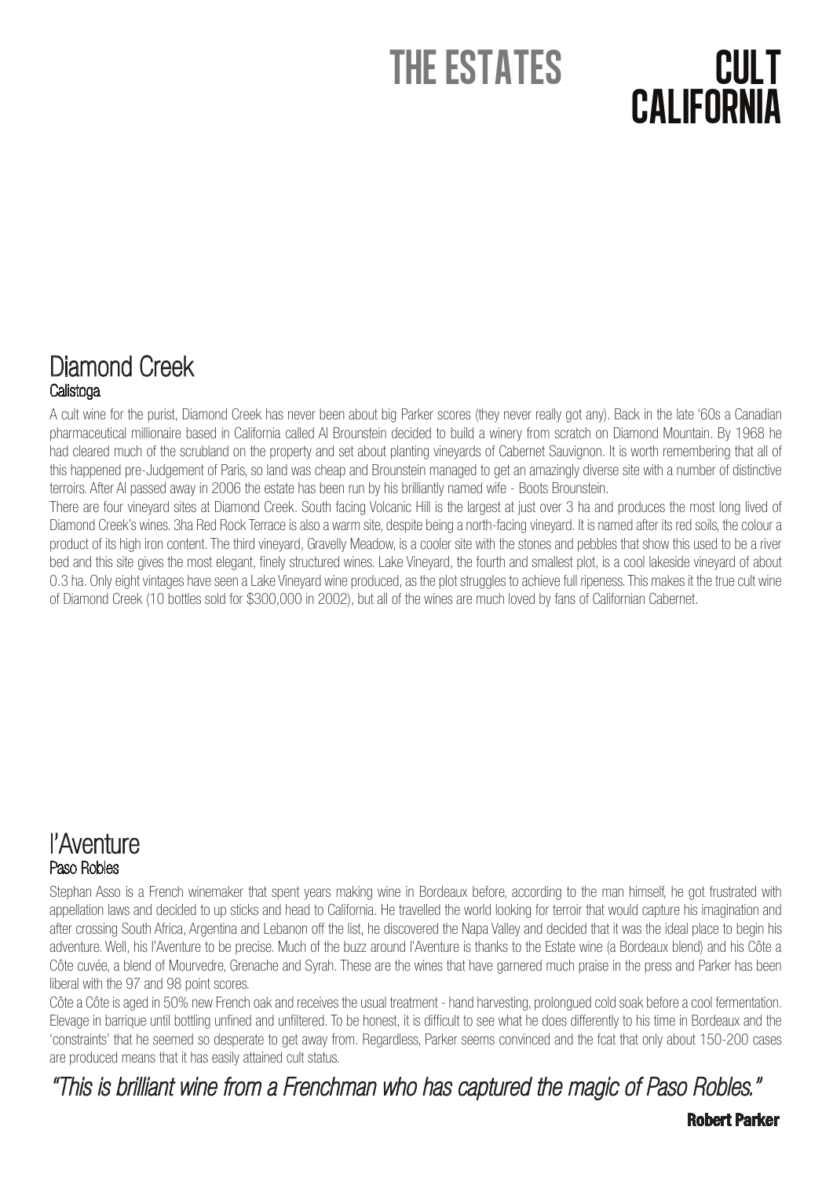# THE ESTATES CULT CALIFORNIA

## Diamond Creek

### Calistoga

A cult wine for the purist, Diamond Creek has never been about big Parker scores (they never really got any). Back in the late '60s a Canadian pharmaceutical millionaire based in California called Al Brounstein decided to build a winery from scratch on Diamond Mountain. By 1968 he had cleared much of the scrubland on the property and set about planting vineyards of Cabernet Sauvignon. It is worth remembering that all of this happened pre-Judgement of Paris, so land was cheap and Brounstein managed to get an amazingly diverse site with a number of distinctive terroirs. After Al passed away in 2006 the estate has been run by his brilliantly named wife - Boots Brounstein.

There are four vineyard sites at Diamond Creek. South facing Volcanic Hill is the largest at just over 3 ha and produces the most long lived of Diamond Creek's wines. 3ha Red Rock Terrace is also a warm site, despite being a north-facing vineyard. It is named after its red soils, the colour a product of its high iron content. The third vineyard, Gravelly Meadow, is a cooler site with the stones and pebbles that show this used to be a river bed and this site gives the most elegant, finely structured wines. Lake Vineyard, the fourth and smallest plot, is a cool lakeside vineyard of about 0.3 ha. Only eight vintages have seen a Lake Vineyard wine produced, as the plot struggles to achieve full ripeness. This makes it the true cult wine of Diamond Creek (10 bottles sold for $300,000 in 2002), but all of the wines are much loved by fans of Californian Cabernet.

## l'Aventure

### Paso Robles

Stephan Asso is a French winemaker that spent years making wine in Bordeaux before, according to the man himself, he got frustrated with appellation laws and decided to up sticks and head to California. He travelled the world looking for terroir that would capture his imagination and after crossing South Africa, Argentina and Lebanon off the list, he discovered the Napa Valley and decided that it was the ideal place to begin his adventure. Well, his l'Aventure to be precise. Much of the buzz around l'Aventure is thanks to the Estate wine (a Bordeaux blend) and his Côte a Côte cuvée, a blend of Mourvedre, Grenache and Syrah. These are the wines that have garnered much praise in the press and Parker has been liberal with the 97 and 98 point scores.

Côte a Côte is aged in 50% new French oak and receives the usual treatment - hand harvesting, prolongued cold soak before a cool fermentation. Elevage in barrique until bottling unfined and unfiltered. To be honest, it is difficult to see what he does differently to his time in Bordeaux and the 'constraints' that he seemed so desperate to get away from. Regardless, Parker seems convinced and the fcat that only about 150-200 cases are produced means that it has easily attained cult status.

*"This is brilliant wine from a Frenchman who has captured the magic of Paso Robles."*

**Robert Parker**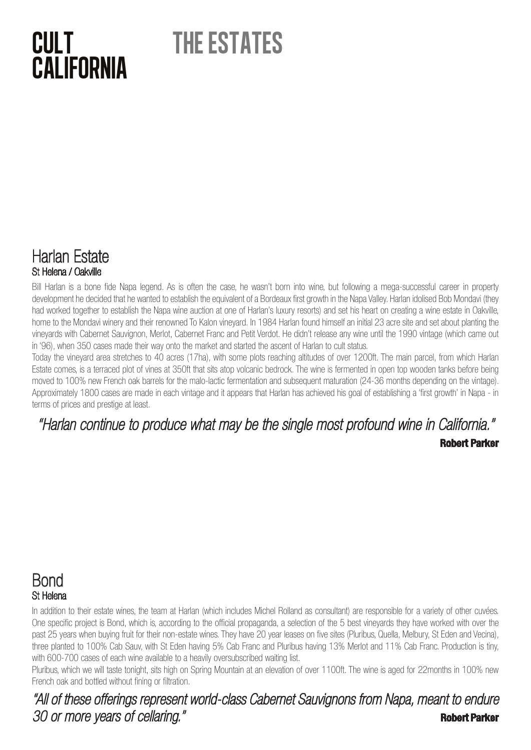# CULT CALIFORNIA

# THE ESTATES

## Harlan Estate

### St Helena / Oakville

Bill Harlan is a bone fide Napa legend. As is often the case, he wasn't born into wine, but following a mega-successful career in property development he decided that he wanted to establish the equivalent of a Bordeaux first growth in the Napa Valley. Harlan idolised Bob Mondavi (they had worked together to establish the Napa wine auction at one of Harlan's luxury resorts) and set his heart on creating a wine estate in Oakville, home to the Mondavi winery and their renowned To Kalon vineyard. In 1984 Harlan found himself an initial 23 acre site and set about planting the vineyards with Cabernet Sauvignon, Merlot, Cabernet Franc and Petit Verdot. He didn't release any wine until the 1990 vintage (which came out in '96), when 350 cases made their way onto the market and started the ascent of Harlan to cult status.

Today the vineyard area stretches to 40 acres (17ha), with some plots reaching altitudes of over 1200ft. The main parcel, from which Harlan Estate comes, is a terraced plot of vines at 350ft that sits atop volcanic bedrock. The wine is fermented in open top wooden tanks before being moved to 100% new French oak barrels for the malo-lactic fermentation and subsequent maturation (24-36 months depending on the vintage). Approximately 1800 cases are made in each vintage and it appears that Harlan has achieved his goal of establishing a 'first growth' in Napa - in terms of prices and prestige at least.

*"Harlan continue to produce what may be the single most profound wine in California."*

**Robert Parker**

## Bond

### St Helena

In addition to their estate wines, the team at Harlan (which includes Michel Rolland as consultant) are responsible for a variety of other cuvées. One specific project is Bond, which is, according to the official propaganda, a selection of the 5 best vineyards they have worked with over the past 25 years when buying fruit for their non-estate wines. They have 20 year leases on five sites (Pluribus, Quella, Melbury, St Eden and Vecina), three planted to 100% Cab Sauv, with St Eden having 5% Cab Franc and Pluribus having 13% Merlot and 11% Cab Franc. Production is tiny, with 600-700 cases of each wine available to a heavily oversubscribed waiting list.

Pluribus, which we will taste tonight, sits high on Spring Mountain at an elevation of over 1100ft. The wine is aged for 22months in 100% new French oak and bottled without fining or filtration.

*"All of these offerings represent world-class Cabernet Sauvignons from Napa, meant to endure 30 or more years of cellaring."*

**Robert Parker**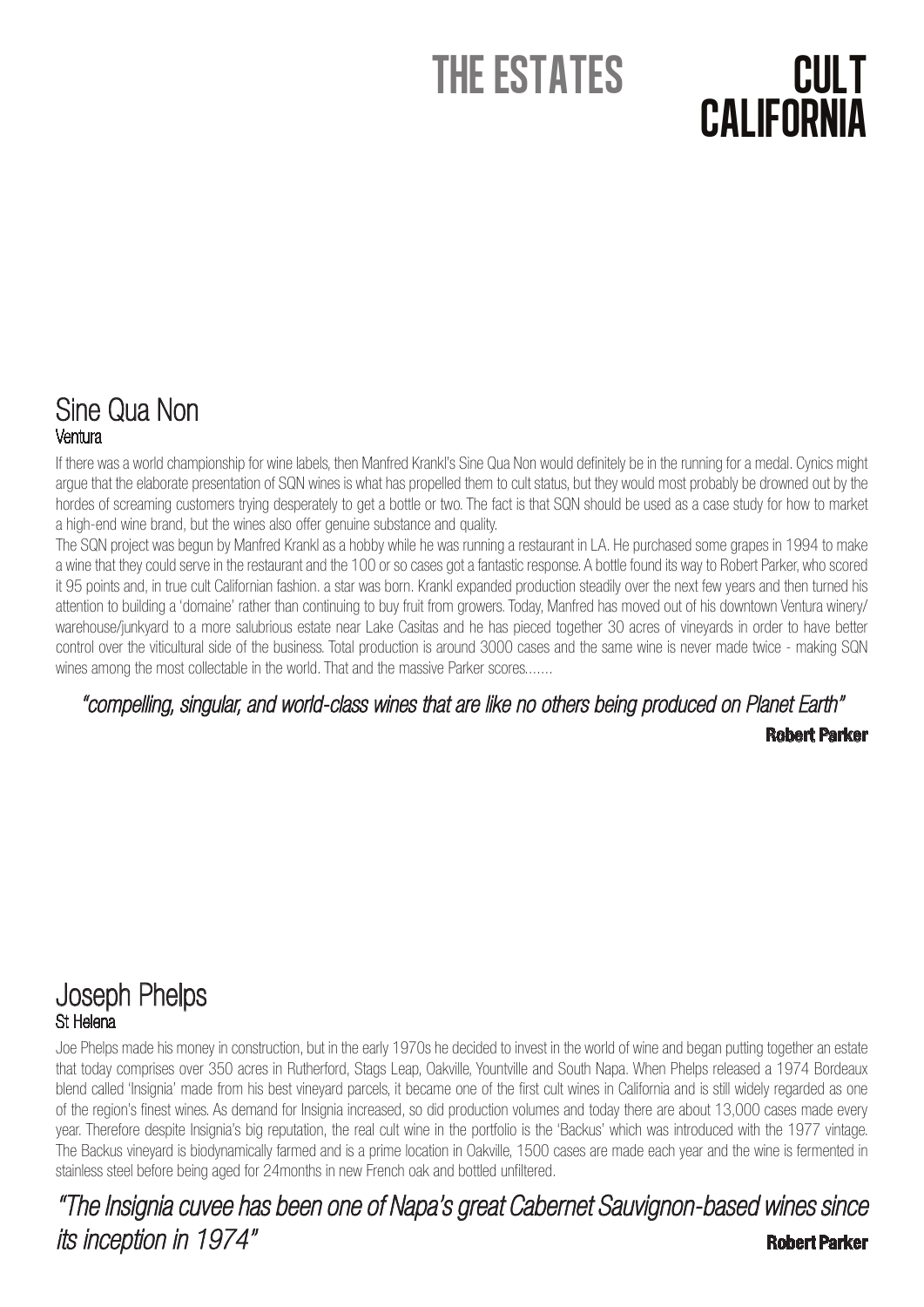# THE ESTATES CULT CALIFORNIA

## Sine Qua Non

### Ventura

If there was a world championship for wine labels, then Manfred Krankl's Sine Qua Non would definitely be in the running for a medal. Cynics might argue that the elaborate presentation of SQN wines is what has propelled them to cult status, but they would most probably be drowned out by the hordes of screaming customers trying desperately to get a bottle or two. The fact is that SQN should be used as a case study for how to market a high-end wine brand, but the wines also offer genuine substance and quality.

The SQN project was begun by Manfred Krankl as a hobby while he was running a restaurant in LA. He purchased some grapes in 1994 to make a wine that they could serve in the restaurant and the 100 or so cases got a fantastic response. A bottle found its way to Robert Parker, who scored it 95 points and, in true cult Californian fashion. a star was born. Krankl expanded production steadily over the next few years and then turned his attention to building a 'domaine' rather than continuing to buy fruit from growers. Today, Manfred has moved out of his downtown Ventura winery/ warehouse/junkyard to a more salubrious estate near Lake Casitas and he has pieced together 30 acres of vineyards in order to have better control over the viticultural side of the business. Total production is around 3000 cases and the same wine is never made twice - making SQN wines among the most collectable in the world. That and the massive Parker scores.......

*"compelling, singular, and world-class wines that are like no others being produced on Planet Earth"*

**Robert Parker**

## Joseph Phelps

### St Helena

Joe Phelps made his money in construction, but in the early 1970s he decided to invest in the world of wine and began putting together an estate that today comprises over 350 acres in Rutherford, Stags Leap, Oakville, Yountville and South Napa. When Phelps released a 1974 Bordeaux blend called 'Insignia' made from his best vineyard parcels, it became one of the first cult wines in California and is still widely regarded as one of the region's finest wines. As demand for Insignia increased, so did production volumes and today there are about 13,000 cases made every year. Therefore despite Insignia's big reputation, the real cult wine in the portfolio is the 'Backus' which was introduced with the 1977 vintage. The Backus vineyard is biodynamically farmed and is a prime location in Oakville, 1500 cases are made each year and the wine is fermented in stainless steel before being aged for 24months in new French oak and bottled unfiltered.

*"The Insignia cuvee has been one of Napa's great Cabernet Sauvignon-based wines since its inception in 1974"*

**Robert Parker**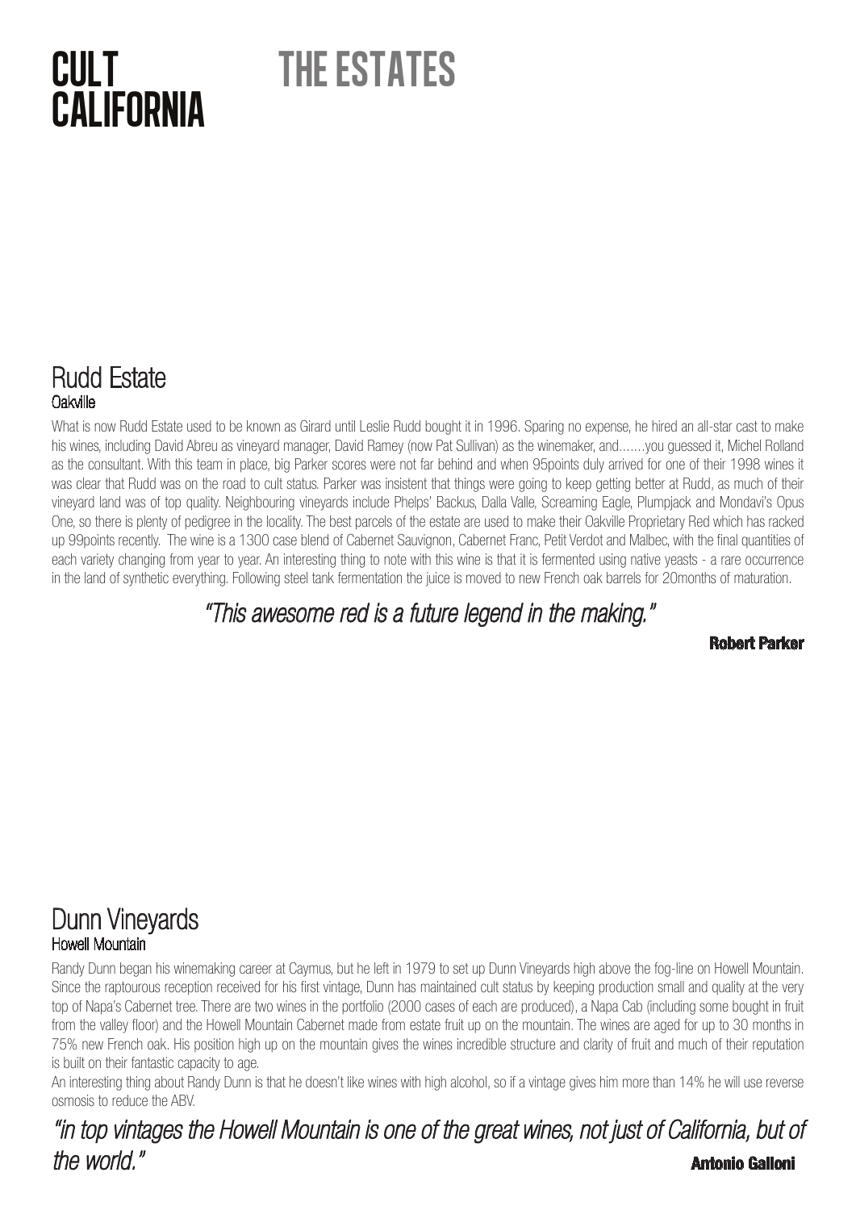# CULT CALIFORNIA

# THE ESTATES

## Rudd Estate

### Oakville

What is now Rudd Estate used to be known as Girard until Leslie Rudd bought it in 1996. Sparing no expense, he hired an all-star cast to make his wines, including David Abreu as vineyard manager, David Ramey (now Pat Sullivan) as the winemaker, and.......you guessed it, Michel Rolland as the consultant. With this team in place, big Parker scores were not far behind and when 95points duly arrived for one of their 1998 wines it was clear that Rudd was on the road to cult status. Parker was insistent that things were going to keep getting better at Rudd, as much of their vineyard land was of top quality. Neighbouring vineyards include Phelps' Backus, Dalla Valle, Screaming Eagle, Plumpjack and Mondavi's Opus One, so there is plenty of pedigree in the locality. The best parcels of the estate are used to make their Oakville Proprietary Red which has racked up 99points recently. The wine is a 1300 case blend of Cabernet Sauvignon, Cabernet Franc, Petit Verdot and Malbec, with the final quantities of each variety changing from year to year. An interesting thing to note with this wine is that it is fermented using native yeasts - a rare occurrence in the land of synthetic everything. Following steel tank fermentation the juice is moved to new French oak barrels for 20months of maturation.

*"This awesome red is a future legend in the making."*

**Robert Parker**

## Dunn Vineyards

### Howell Mountain

Randy Dunn began his winemaking career at Caymus, but he left in 1979 to set up Dunn Vineyards high above the fog-line on Howell Mountain. Since the raptourous reception received for his first vintage, Dunn has maintained cult status by keeping production small and quality at the very top of Napa's Cabernet tree. There are two wines in the portfolio (2000 cases of each are produced), a Napa Cab (including some bought in fruit from the valley floor) and the Howell Mountain Cabernet made from estate fruit up on the mountain. The wines are aged for up to 30 months in 75% new French oak. His position high up on the mountain gives the wines incredible structure and clarity of fruit and much of their reputation is built on their fantastic capacity to age.

An interesting thing about Randy Dunn is that he doesn't like wines with high alcohol, so if a vintage gives him more than 14% he will use reverse osmosis to reduce the ABV.

*"in top vintages the Howell Mountain is one of the great wines, not just of California, but of the world."*

**Antonio Galloni**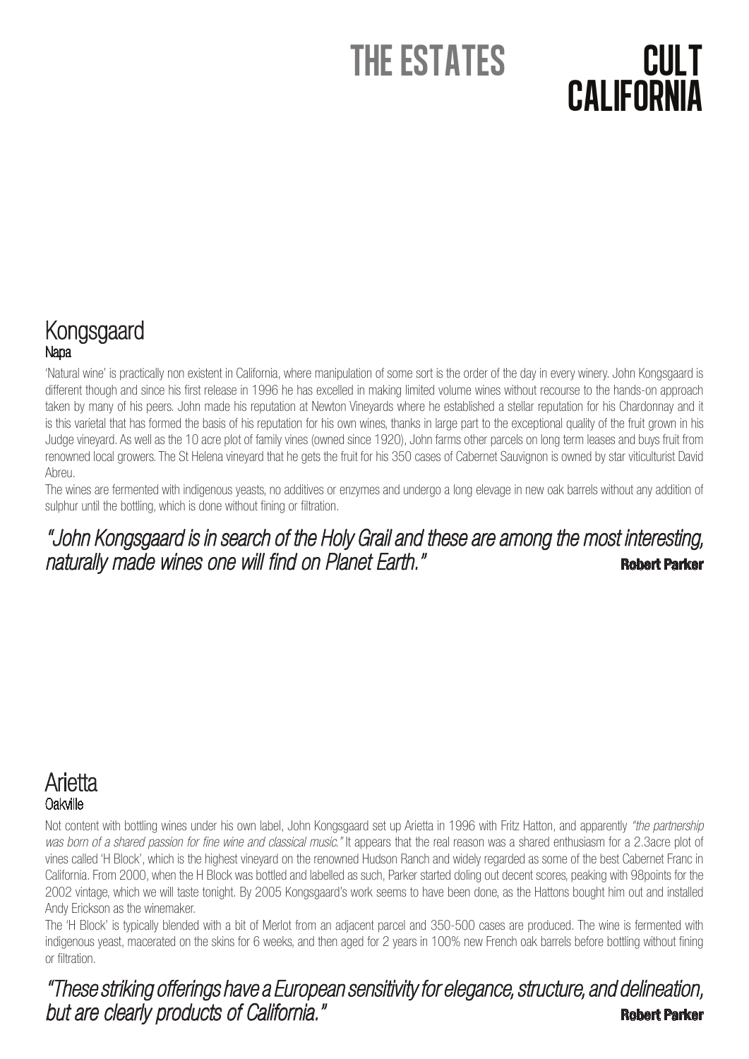# THE ESTATES

# CULT CALIFORNIA

## Kongsgaard

### Napa

'Natural wine' is practically non existent in California, where manipulation of some sort is the order of the day in every winery. John Kongsgaard is different though and since his first release in 1996 he has excelled in making limited volume wines without recourse to the hands-on approach taken by many of his peers. John made his reputation at Newton Vineyards where he established a stellar reputation for his Chardonnay and it is this varietal that has formed the basis of his reputation for his own wines, thanks in large part to the exceptional quality of the fruit grown in his Judge vineyard. As well as the 10 acre plot of family vines (owned since 1920), John farms other parcels on long term leases and buys fruit from renowned local growers. The St Helena vineyard that he gets the fruit for his 350 cases of Cabernet Sauvignon is owned by star viticulturist David Abreu.

The wines are fermented with indigenous yeasts, no additives or enzymes and undergo a long elevage in new oak barrels without any addition of sulphur until the bottling, which is done without fining or filtration.

*"John Kongsgaard is in search of the Holy Grail and these are among the most interesting, naturally made wines one will find on Planet Earth."* **Robert Parker**

## Arietta

### Oakville

Not content with bottling wines under his own label, John Kongsgaard set up Arietta in 1996 with Fritz Hatton, and apparently *"the partnership was born of a shared passion for fine wine and classical music."* It appears that the real reason was a shared enthusiasm for a 2.3acre plot of vines called 'H Block', which is the highest vineyard on the renowned Hudson Ranch and widely regarded as some of the best Cabernet Franc in California. From 2000, when the H Block was bottled and labelled as such, Parker started doling out decent scores, peaking with 98points for the 2002 vintage, which we will taste tonight. By 2005 Kongsgaard's work seems to have been done, as the Hattons bought him out and installed Andy Erickson as the winemaker.

The 'H Block' is typically blended with a bit of Merlot from an adjacent parcel and 350-500 cases are produced. The wine is fermented with indigenous yeast, macerated on the skins for 6 weeks, and then aged for 2 years in 100% new French oak barrels before bottling without fining or filtration.

*"These striking offerings have a European sensitivity for elegance, structure, and delineation, but are clearly products of California."* **Robert Parker**